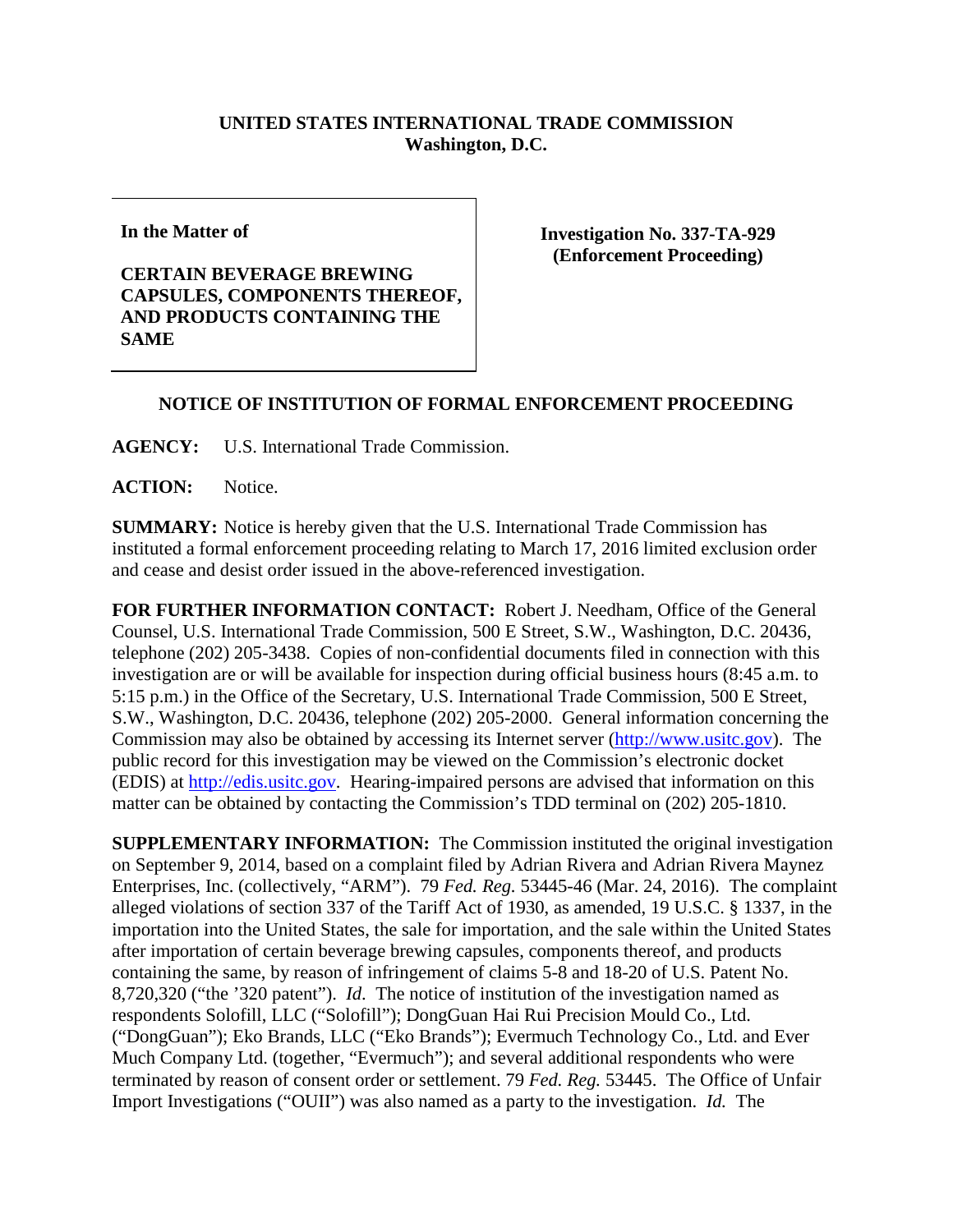**UNITED STATES INTERNATIONAL TRADE COMMISSION**
**Washington, D.C.**

| **In the Matter of**<br><br>**CERTAIN BEVERAGE BREWING CAPSULES, COMPONENTS THEREOF, AND PRODUCTS CONTAINING THE SAME** | **Investigation No. 337-TA-929 (Enforcement Proceeding)** |
|---|---|

## NOTICE OF INSTITUTION OF FORMAL ENFORCEMENT PROCEEDING

**AGENCY:** U.S. International Trade Commission.

**ACTION:** Notice.

**SUMMARY:** Notice is hereby given that the U.S. International Trade Commission has instituted a formal enforcement proceeding relating to March 17, 2016 limited exclusion order and cease and desist order issued in the above-referenced investigation.

**FOR FURTHER INFORMATION CONTACT:** Robert J. Needham, Office of the General Counsel, U.S. International Trade Commission, 500 E Street, S.W., Washington, D.C. 20436, telephone (202) 205-3438. Copies of non-confidential documents filed in connection with this investigation are or will be available for inspection during official business hours (8:45 a.m. to 5:15 p.m.) in the Office of the Secretary, U.S. International Trade Commission, 500 E Street, S.W., Washington, D.C. 20436, telephone (202) 205-2000. General information concerning the Commission may also be obtained by accessing its Internet server (http://www.usitc.gov). The public record for this investigation may be viewed on the Commission's electronic docket (EDIS) at http://edis.usitc.gov. Hearing-impaired persons are advised that information on this matter can be obtained by contacting the Commission's TDD terminal on (202) 205-1810.

**SUPPLEMENTARY INFORMATION:** The Commission instituted the original investigation on September 9, 2014, based on a complaint filed by Adrian Rivera and Adrian Rivera Maynez Enterprises, Inc. (collectively, "ARM"). 79 *Fed. Reg.* 53445-46 (Mar. 24, 2016). The complaint alleged violations of section 337 of the Tariff Act of 1930, as amended, 19 U.S.C. § 1337, in the importation into the United States, the sale for importation, and the sale within the United States after importation of certain beverage brewing capsules, components thereof, and products containing the same, by reason of infringement of claims 5-8 and 18-20 of U.S. Patent No. 8,720,320 ("the '320 patent"). *Id.* The notice of institution of the investigation named as respondents Solofill, LLC ("Solofill"); DongGuan Hai Rui Precision Mould Co., Ltd. ("DongGuan"); Eko Brands, LLC ("Eko Brands"); Evermuch Technology Co., Ltd. and Ever Much Company Ltd. (together, "Evermuch"); and several additional respondents who were terminated by reason of consent order or settlement. 79 *Fed. Reg.* 53445. The Office of Unfair Import Investigations ("OUII") was also named as a party to the investigation. *Id.* The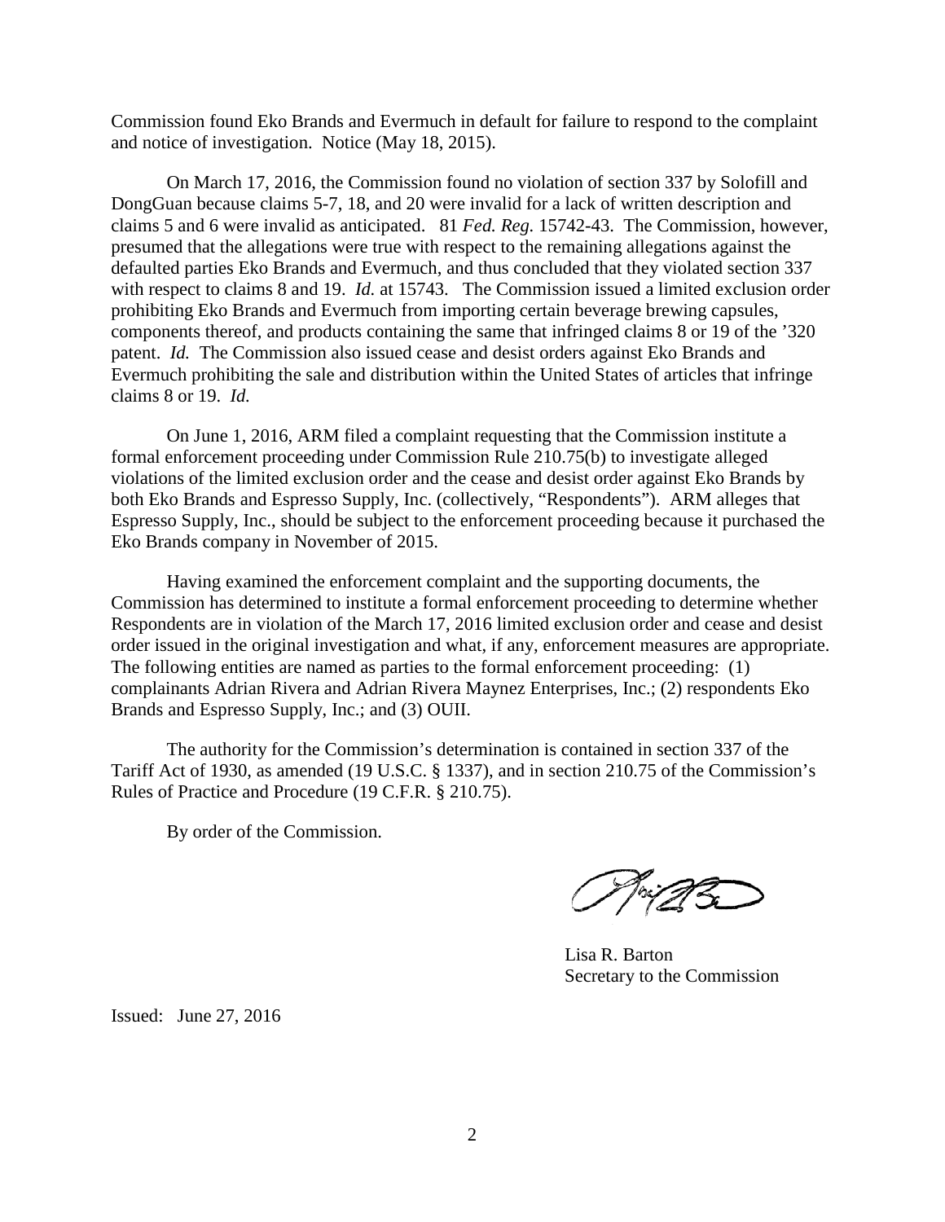Commission found Eko Brands and Evermuch in default for failure to respond to the complaint and notice of investigation. Notice (May 18, 2015).

On March 17, 2016, the Commission found no violation of section 337 by Solofill and DongGuan because claims 5-7, 18, and 20 were invalid for a lack of written description and claims 5 and 6 were invalid as anticipated. 81 *Fed. Reg.* 15742-43. The Commission, however, presumed that the allegations were true with respect to the remaining allegations against the defaulted parties Eko Brands and Evermuch, and thus concluded that they violated section 337 with respect to claims 8 and 19. *Id.* at 15743. The Commission issued a limited exclusion order prohibiting Eko Brands and Evermuch from importing certain beverage brewing capsules, components thereof, and products containing the same that infringed claims 8 or 19 of the '320 patent. *Id.* The Commission also issued cease and desist orders against Eko Brands and Evermuch prohibiting the sale and distribution within the United States of articles that infringe claims 8 or 19. *Id.*

On June 1, 2016, ARM filed a complaint requesting that the Commission institute a formal enforcement proceeding under Commission Rule 210.75(b) to investigate alleged violations of the limited exclusion order and the cease and desist order against Eko Brands by both Eko Brands and Espresso Supply, Inc. (collectively, "Respondents"). ARM alleges that Espresso Supply, Inc., should be subject to the enforcement proceeding because it purchased the Eko Brands company in November of 2015.

Having examined the enforcement complaint and the supporting documents, the Commission has determined to institute a formal enforcement proceeding to determine whether Respondents are in violation of the March 17, 2016 limited exclusion order and cease and desist order issued in the original investigation and what, if any, enforcement measures are appropriate. The following entities are named as parties to the formal enforcement proceeding: (1) complainants Adrian Rivera and Adrian Rivera Maynez Enterprises, Inc.; (2) respondents Eko Brands and Espresso Supply, Inc.; and (3) OUII.

The authority for the Commission's determination is contained in section 337 of the Tariff Act of 1930, as amended (19 U.S.C. § 1337), and in section 210.75 of the Commission's Rules of Practice and Procedure (19 C.F.R. § 210.75).

By order of the Commission.

Lisa R. Barton
Secretary to the Commission

Issued: June 27, 2016